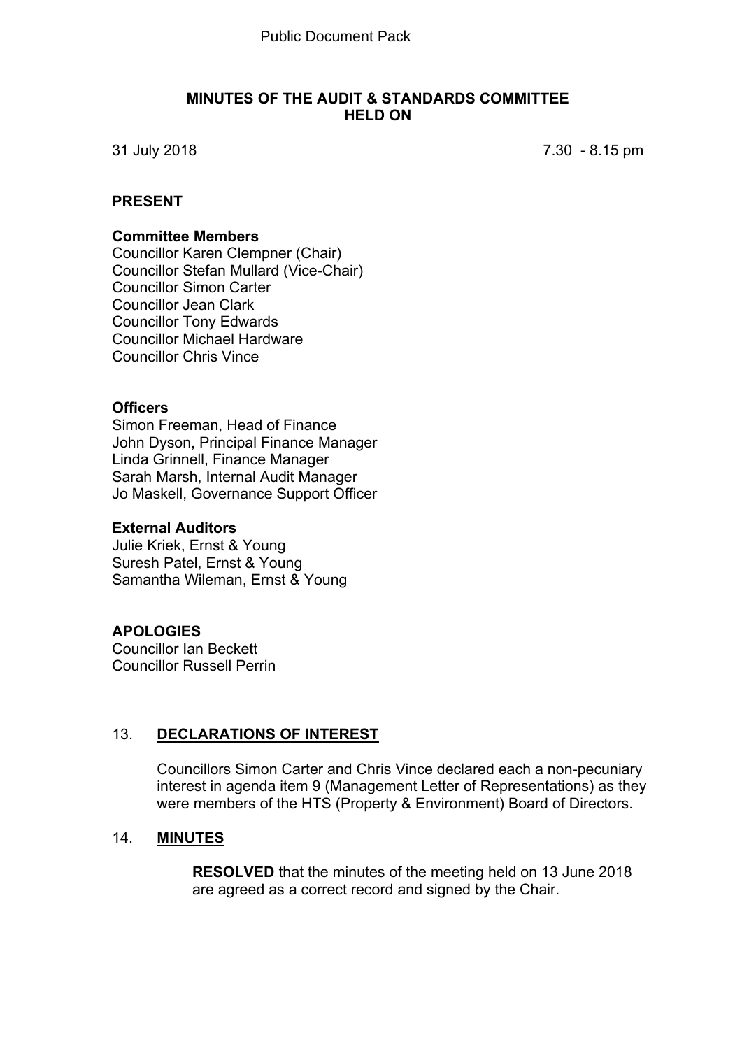Public Document Pack

# MINUTES OF THE AUDIT & STANDARDS COMMITTEE HELD ON

31 July 2018 7.30 - 8.15 pm

## PRESENT

### Committee Members

Councillor Karen Clempner (Chair)
Councillor Stefan Mullard (Vice-Chair)
Councillor Simon Carter
Councillor Jean Clark
Councillor Tony Edwards
Councillor Michael Hardware
Councillor Chris Vince

### Officers

Simon Freeman, Head of Finance
John Dyson, Principal Finance Manager
Linda Grinnell, Finance Manager
Sarah Marsh, Internal Audit Manager
Jo Maskell, Governance Support Officer

### External Auditors

Julie Kriek, Ernst & Young
Suresh Patel, Ernst & Young
Samantha Wileman, Ernst & Young

## APOLOGIES

Councillor Ian Beckett
Councillor Russell Perrin

## 13. DECLARATIONS OF INTEREST

Councillors Simon Carter and Chris Vince declared each a non-pecuniary interest in agenda item 9 (Management Letter of Representations) as they were members of the HTS (Property & Environment) Board of Directors.

## 14. MINUTES

**RESOLVED** that the minutes of the meeting held on 13 June 2018 are agreed as a correct record and signed by the Chair.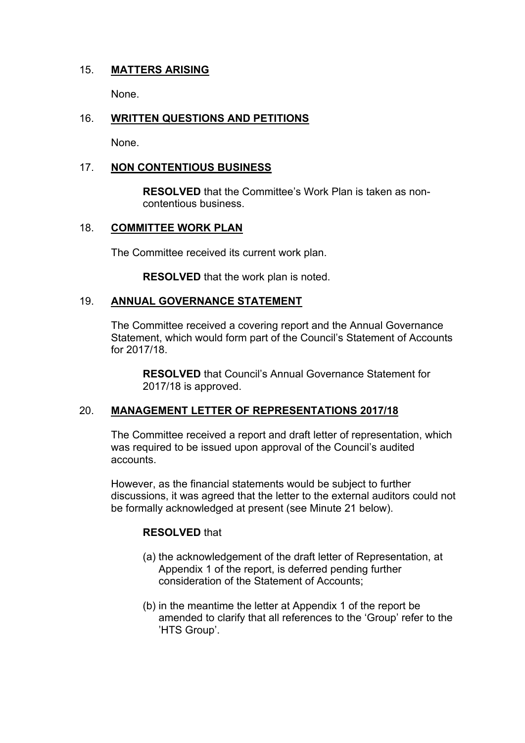## 15. **MATTERS ARISING**

None.

## 16. **WRITTEN QUESTIONS AND PETITIONS**

None.

## 17. **NON CONTENTIOUS BUSINESS**

> **RESOLVED** that the Committee's Work Plan is taken as non-contentious business.

## 18. **COMMITTEE WORK PLAN**

The Committee received its current work plan.

> **RESOLVED** that the work plan is noted.

## 19. **ANNUAL GOVERNANCE STATEMENT**

The Committee received a covering report and the Annual Governance Statement, which would form part of the Council's Statement of Accounts for 2017/18.

> **RESOLVED** that Council's Annual Governance Statement for 2017/18 is approved.

## 20. **MANAGEMENT LETTER OF REPRESENTATIONS 2017/18**

The Committee received a report and draft letter of representation, which was required to be issued upon approval of the Council's audited accounts.

However, as the financial statements would be subject to further discussions, it was agreed that the letter to the external auditors could not be formally acknowledged at present (see Minute 21 below).

> **RESOLVED** that
>
> (a) the acknowledgement of the draft letter of Representation, at Appendix 1 of the report, is deferred pending further consideration of the Statement of Accounts;
>
> (b) in the meantime the letter at Appendix 1 of the report be amended to clarify that all references to the 'Group' refer to the 'HTS Group'.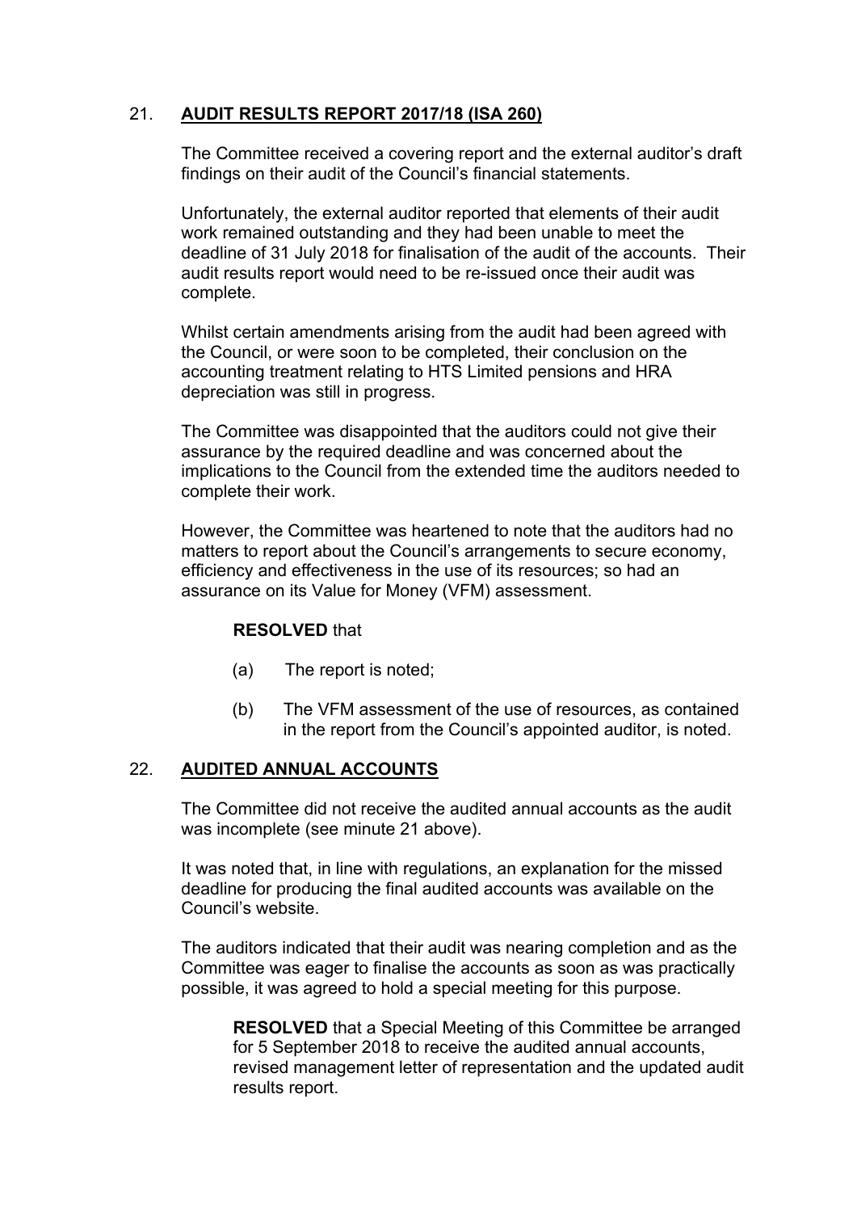## 21. AUDIT RESULTS REPORT 2017/18 (ISA 260)

The Committee received a covering report and the external auditor's draft findings on their audit of the Council's financial statements.

Unfortunately, the external auditor reported that elements of their audit work remained outstanding and they had been unable to meet the deadline of 31 July 2018 for finalisation of the audit of the accounts. Their audit results report would need to be re-issued once their audit was complete.

Whilst certain amendments arising from the audit had been agreed with the Council, or were soon to be completed, their conclusion on the accounting treatment relating to HTS Limited pensions and HRA depreciation was still in progress.

The Committee was disappointed that the auditors could not give their assurance by the required deadline and was concerned about the implications to the Council from the extended time the auditors needed to complete their work.

However, the Committee was heartened to note that the auditors had no matters to report about the Council's arrangements to secure economy, efficiency and effectiveness in the use of its resources; so had an assurance on its Value for Money (VFM) assessment.

**RESOLVED** that

(a) The report is noted;

(b) The VFM assessment of the use of resources, as contained in the report from the Council's appointed auditor, is noted.

## 22. AUDITED ANNUAL ACCOUNTS

The Committee did not receive the audited annual accounts as the audit was incomplete (see minute 21 above).

It was noted that, in line with regulations, an explanation for the missed deadline for producing the final audited accounts was available on the Council's website.

The auditors indicated that their audit was nearing completion and as the Committee was eager to finalise the accounts as soon as was practically possible, it was agreed to hold a special meeting for this purpose.

**RESOLVED** that a Special Meeting of this Committee be arranged for 5 September 2018 to receive the audited annual accounts, revised management letter of representation and the updated audit results report.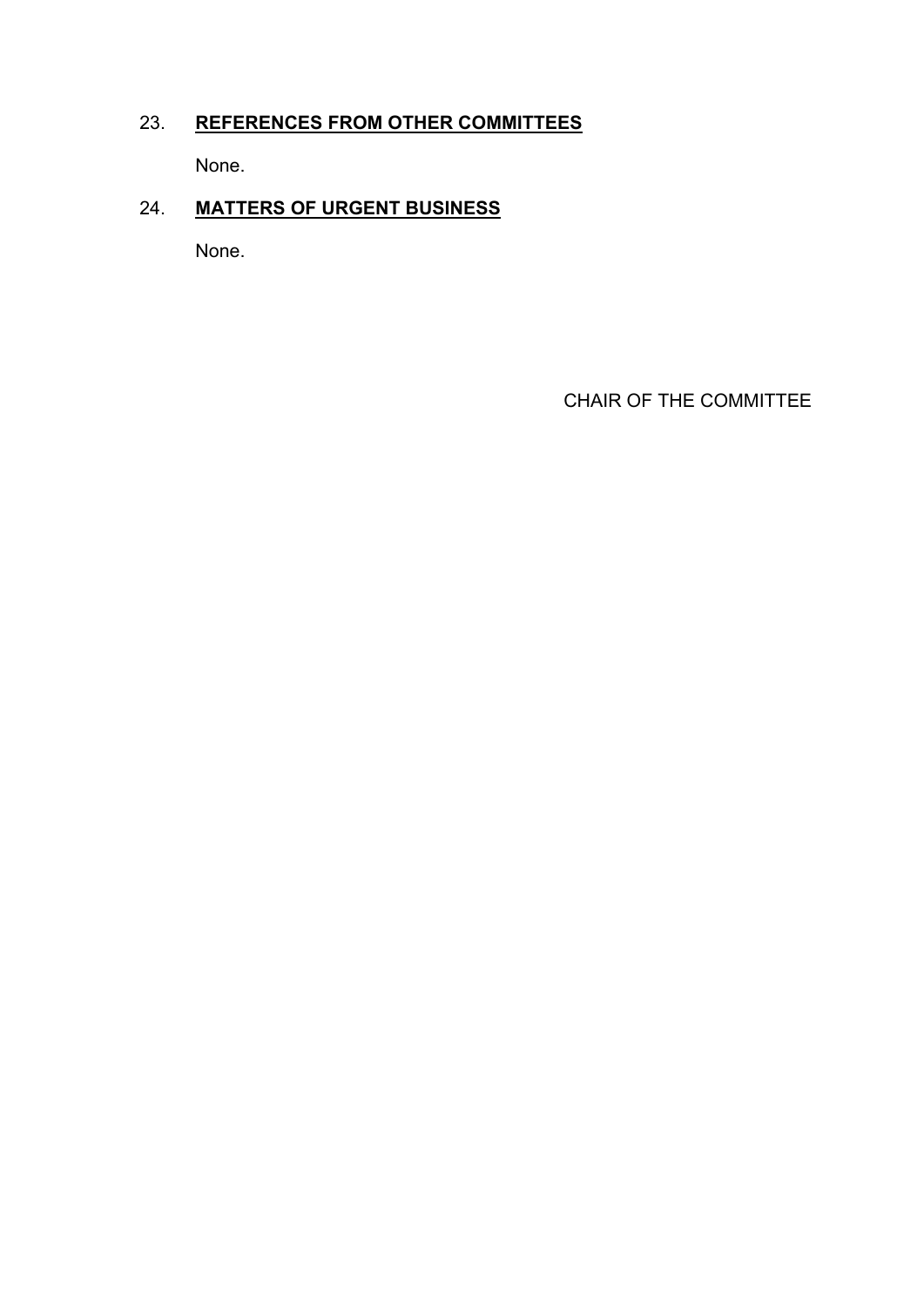23. **<u>REFERENCES FROM OTHER COMMITTEES</u>**

None.

24. **<u>MATTERS OF URGENT BUSINESS</u>**

None.

CHAIR OF THE COMMITTEE